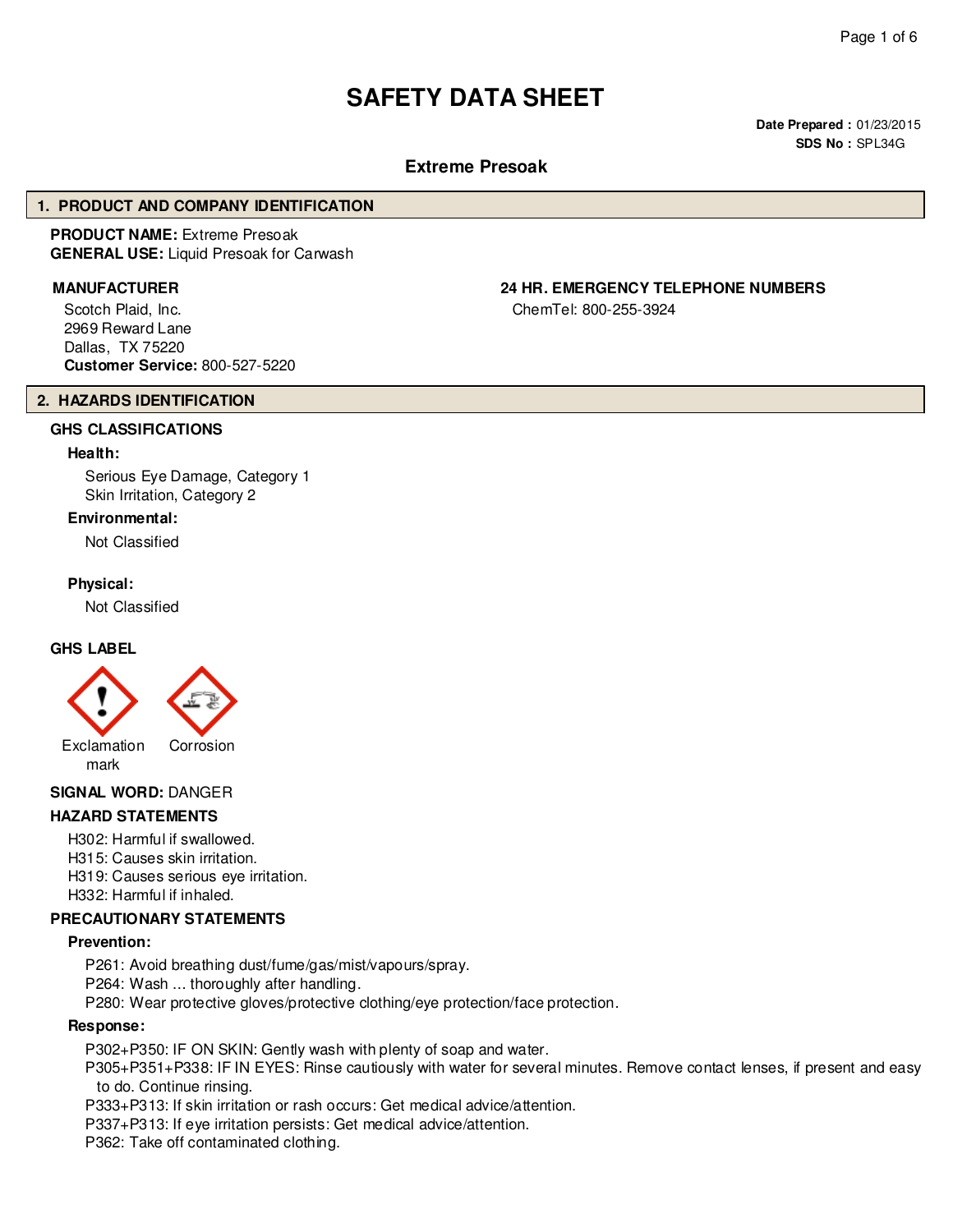# SAFETY DATA SHEET

**Date Prepared :** 01/23/2015
**SDS No :** SPL34G

## Extreme Presoak

## 1. PRODUCT AND COMPANY IDENTIFICATION

**PRODUCT NAME:** Extreme Presoak
**GENERAL USE:** Liquid Presoak for Carwash

**MANUFACTURER**

Scotch Plaid, Inc.
2969 Reward Lane
Dallas, TX 75220
**Customer Service:** 800-527-5220

**24 HR. EMERGENCY TELEPHONE NUMBERS**

ChemTel: 800-255-3924

## 2. HAZARDS IDENTIFICATION

### GHS CLASSIFICATIONS

**Health:**

Serious Eye Damage, Category 1
Skin Irritation, Category 2

**Environmental:**

Not Classified

**Physical:**

Not Classified

### GHS LABEL

Exclamation mark    Corrosion

**SIGNAL WORD:** DANGER

### HAZARD STATEMENTS

H302: Harmful if swallowed.
H315: Causes skin irritation.
H319: Causes serious eye irritation.
H332: Harmful if inhaled.

### PRECAUTIONARY STATEMENTS

**Prevention:**

P261: Avoid breathing dust/fume/gas/mist/vapours/spray.
P264: Wash ... thoroughly after handling.
P280: Wear protective gloves/protective clothing/eye protection/face protection.

**Response:**

P302+P350: IF ON SKIN: Gently wash with plenty of soap and water.
P305+P351+P338: IF IN EYES: Rinse cautiously with water for several minutes. Remove contact lenses, if present and easy to do. Continue rinsing.
P333+P313: If skin irritation or rash occurs: Get medical advice/attention.
P337+P313: If eye irritation persists: Get medical advice/attention.
P362: Take off contaminated clothing.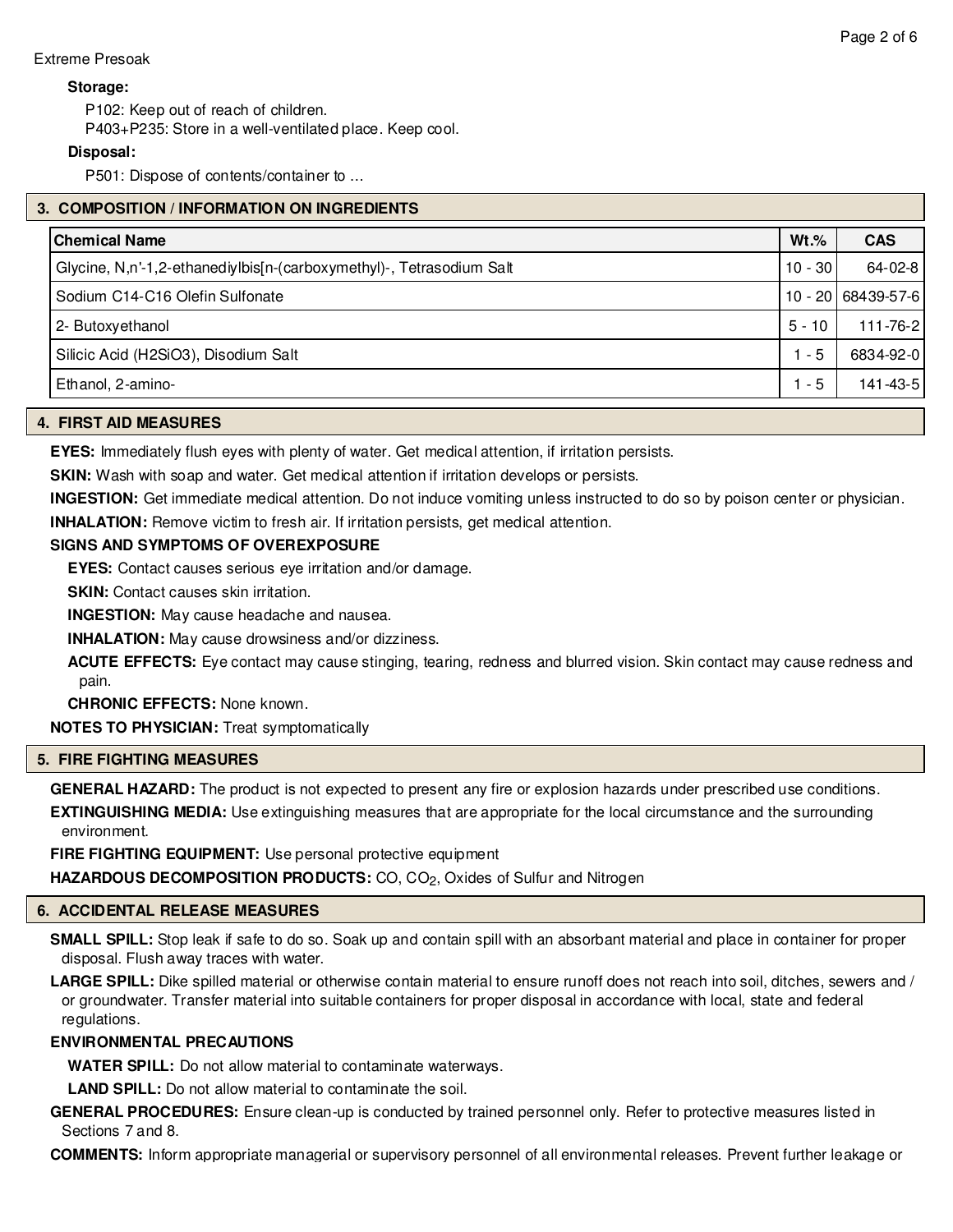**Storage:**

P102: Keep out of reach of children.

P403+P235: Store in a well-ventilated place. Keep cool.

**Disposal:**

P501: Dispose of contents/container to ...

## 3. COMPOSITION / INFORMATION ON INGREDIENTS

| Chemical Name | Wt.% | CAS |
| --- | --- | --- |
| Glycine, N,n'-1,2-ethanediylbis[n-(carboxymethyl)-, Tetrasodium Salt | 10 - 30 | 64-02-8 |
| Sodium C14-C16 Olefin Sulfonate | 10 - 20 | 68439-57-6 |
| 2- Butoxyethanol | 5 - 10 | 111-76-2 |
| Silicic Acid (H2SiO3), Disodium Salt | 1 - 5 | 6834-92-0 |
| Ethanol, 2-amino- | 1 - 5 | 141-43-5 |

## 4. FIRST AID MEASURES

**EYES:** Immediately flush eyes with plenty of water. Get medical attention, if irritation persists.

**SKIN:** Wash with soap and water. Get medical attention if irritation develops or persists.

**INGESTION:** Get immediate medical attention. Do not induce vomiting unless instructed to do so by poison center or physician.

**INHALATION:** Remove victim to fresh air. If irritation persists, get medical attention.

**SIGNS AND SYMPTOMS OF OVEREXPOSURE**

**EYES:** Contact causes serious eye irritation and/or damage.

**SKIN:** Contact causes skin irritation.

**INGESTION:** May cause headache and nausea.

**INHALATION:** May cause drowsiness and/or dizziness.

**ACUTE EFFECTS:** Eye contact may cause stinging, tearing, redness and blurred vision. Skin contact may cause redness and pain.

**CHRONIC EFFECTS:** None known.

**NOTES TO PHYSICIAN:** Treat symptomatically

## 5. FIRE FIGHTING MEASURES

**GENERAL HAZARD:** The product is not expected to present any fire or explosion hazards under prescribed use conditions.

**EXTINGUISHING MEDIA:** Use extinguishing measures that are appropriate for the local circumstance and the surrounding environment.

**FIRE FIGHTING EQUIPMENT:** Use personal protective equipment

**HAZARDOUS DECOMPOSITION PRODUCTS:** CO, $CO_2$, Oxides of Sulfur and Nitrogen

## 6. ACCIDENTAL RELEASE MEASURES

**SMALL SPILL:** Stop leak if safe to do so. Soak up and contain spill with an absorbant material and place in container for proper disposal. Flush away traces with water.

**LARGE SPILL:** Dike spilled material or otherwise contain material to ensure runoff does not reach into soil, ditches, sewers and / or groundwater. Transfer material into suitable containers for proper disposal in accordance with local, state and federal regulations.

**ENVIRONMENTAL PRECAUTIONS**

**WATER SPILL:** Do not allow material to contaminate waterways.

**LAND SPILL:** Do not allow material to contaminate the soil.

**GENERAL PROCEDURES:** Ensure clean-up is conducted by trained personnel only. Refer to protective measures listed in Sections 7 and 8.

**COMMENTS:** Inform appropriate managerial or supervisory personnel of all environmental releases. Prevent further leakage or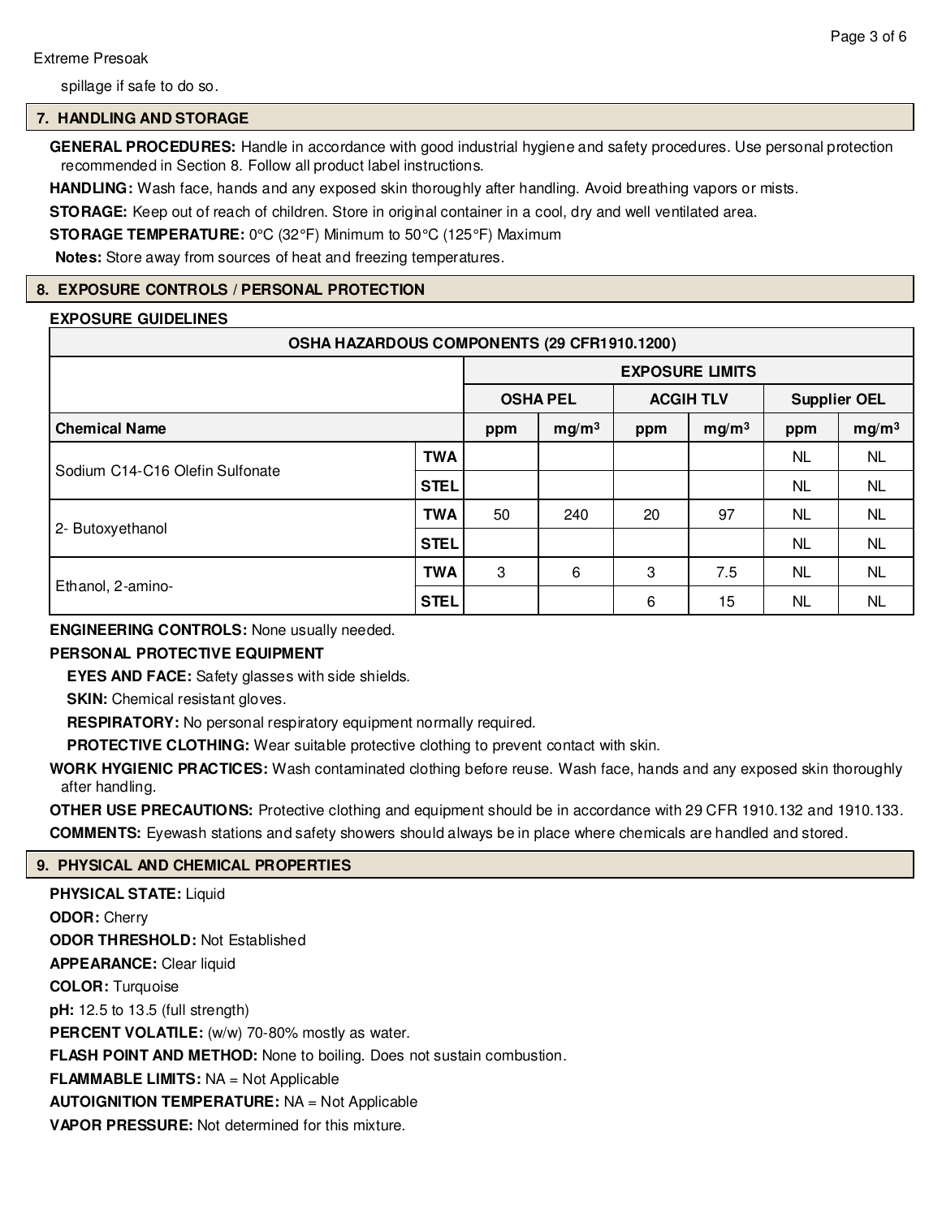spillage if safe to do so.

## 7. HANDLING AND STORAGE

**GENERAL PROCEDURES:** Handle in accordance with good industrial hygiene and safety procedures. Use personal protection recommended in Section 8. Follow all product label instructions.

**HANDLING:** Wash face, hands and any exposed skin thoroughly after handling. Avoid breathing vapors or mists.

**STORAGE:** Keep out of reach of children. Store in original container in a cool, dry and well ventilated area.

**STORAGE TEMPERATURE:** 0°C (32°F) Minimum to 50°C (125°F) Maximum

**Notes:** Store away from sources of heat and freezing temperatures.

## 8. EXPOSURE CONTROLS / PERSONAL PROTECTION

**EXPOSURE GUIDELINES**

| OSHA HAZARDOUS COMPONENTS (29 CFR1910.1200) | | | | | | | |
|---|---|---|---|---|---|---|---|
| | | EXPOSURE LIMITS | | | | | |
| | | OSHA PEL | | ACGIH TLV | | Supplier OEL | |
| **Chemical Name** | | ppm | mg/m³ | ppm | mg/m³ | ppm | mg/m³ |
| Sodium C14-C16 Olefin Sulfonate | TWA | | | | | NL | NL |
| | STEL | | | | | NL | NL |
| 2- Butoxyethanol | TWA | 50 | 240 | 20 | 97 | NL | NL |
| | STEL | | | | | NL | NL |
| Ethanol, 2-amino- | TWA | 3 | 6 | 3 | 7.5 | NL | NL |
| | STEL | | | 6 | 15 | NL | NL |

**ENGINEERING CONTROLS:** None usually needed.

**PERSONAL PROTECTIVE EQUIPMENT**

**EYES AND FACE:** Safety glasses with side shields.

**SKIN:** Chemical resistant gloves.

**RESPIRATORY:** No personal respiratory equipment normally required.

**PROTECTIVE CLOTHING:** Wear suitable protective clothing to prevent contact with skin.

**WORK HYGIENIC PRACTICES:** Wash contaminated clothing before reuse. Wash face, hands and any exposed skin thoroughly after handling.

**OTHER USE PRECAUTIONS:** Protective clothing and equipment should be in accordance with 29 CFR 1910.132 and 1910.133.

**COMMENTS:** Eyewash stations and safety showers should always be in place where chemicals are handled and stored.

## 9. PHYSICAL AND CHEMICAL PROPERTIES

**PHYSICAL STATE:** Liquid

**ODOR:** Cherry

**ODOR THRESHOLD:** Not Established

**APPEARANCE:** Clear liquid

**COLOR:** Turquoise

**pH:** 12.5 to 13.5 (full strength)

**PERCENT VOLATILE:** (w/w) 70-80% mostly as water.

**FLASH POINT AND METHOD:** None to boiling. Does not sustain combustion.

**FLAMMABLE LIMITS:** NA = Not Applicable

**AUTOIGNITION TEMPERATURE:** NA = Not Applicable

**VAPOR PRESSURE:** Not determined for this mixture.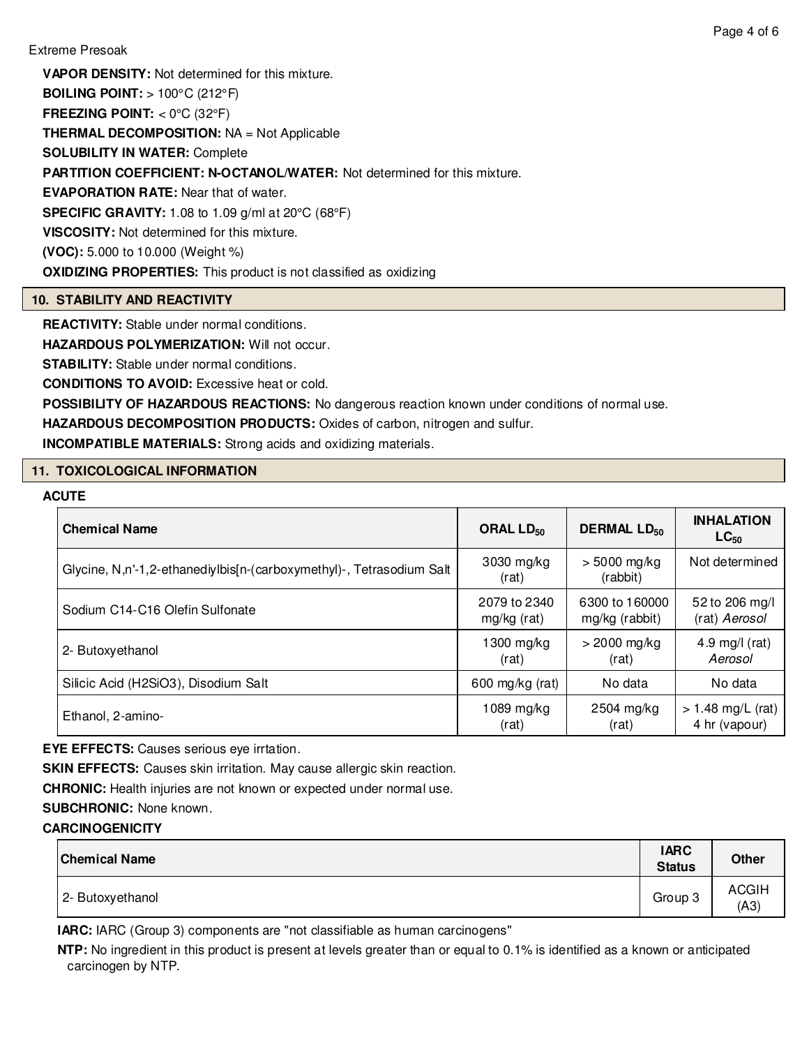**VAPOR DENSITY:** Not determined for this mixture.

**BOILING POINT:** > 100°C (212°F)

**FREEZING POINT:** < 0°C (32°F)

**THERMAL DECOMPOSITION:** NA = Not Applicable

**SOLUBILITY IN WATER:** Complete

**PARTITION COEFFICIENT: N-OCTANOL/WATER:** Not determined for this mixture.

**EVAPORATION RATE:** Near that of water.

**SPECIFIC GRAVITY:** 1.08 to 1.09 g/ml at 20°C (68°F)

**VISCOSITY:** Not determined for this mixture.

**(VOC):** 5.000 to 10.000 (Weight %)

**OXIDIZING PROPERTIES:** This product is not classified as oxidizing

## 10. STABILITY AND REACTIVITY

**REACTIVITY:** Stable under normal conditions.

**HAZARDOUS POLYMERIZATION:** Will not occur.

**STABILITY:** Stable under normal conditions.

**CONDITIONS TO AVOID:** Excessive heat or cold.

**POSSIBILITY OF HAZARDOUS REACTIONS:** No dangerous reaction known under conditions of normal use.

**HAZARDOUS DECOMPOSITION PRODUCTS:** Oxides of carbon, nitrogen and sulfur.

**INCOMPATIBLE MATERIALS:** Strong acids and oxidizing materials.

## 11. TOXICOLOGICAL INFORMATION

**ACUTE**

| Chemical Name | ORAL $LD_{50}$ | DERMAL $LD_{50}$ | INHALATION $LC_{50}$ |
|---|---|---|---|
| Glycine, N,n'-1,2-ethanediylbis[n-(carboxymethyl)-, Tetrasodium Salt | 3030 mg/kg (rat) | > 5000 mg/kg (rabbit) | Not determined |
| Sodium C14-C16 Olefin Sulfonate | 2079 to 2340 mg/kg (rat) | 6300 to 160000 mg/kg (rabbit) | 52 to 206 mg/l (rat) *Aerosol* |
| 2- Butoxyethanol | 1300 mg/kg (rat) | > 2000 mg/kg (rat) | 4.9 mg/l (rat) *Aerosol* |
| Silicic Acid (H2SiO3), Disodium Salt | 600 mg/kg (rat) | No data | No data |
| Ethanol, 2-amino- | 1089 mg/kg (rat) | 2504 mg/kg (rat) | > 1.48 mg/L (rat) 4 hr (vapour) |

**EYE EFFECTS:** Causes serious eye irrtation.

**SKIN EFFECTS:** Causes skin irritation. May cause allergic skin reaction.

**CHRONIC:** Health injuries are not known or expected under normal use.

**SUBCHRONIC:** None known.

**CARCINOGENICITY**

| Chemical Name | IARC Status | Other |
|---|---|---|
| 2- Butoxyethanol | Group 3 | ACGIH (A3) |

**IARC:** IARC (Group 3) components are "not classifiable as human carcinogens"

**NTP:** No ingredient in this product is present at levels greater than or equal to 0.1% is identified as a known or anticipated carcinogen by NTP.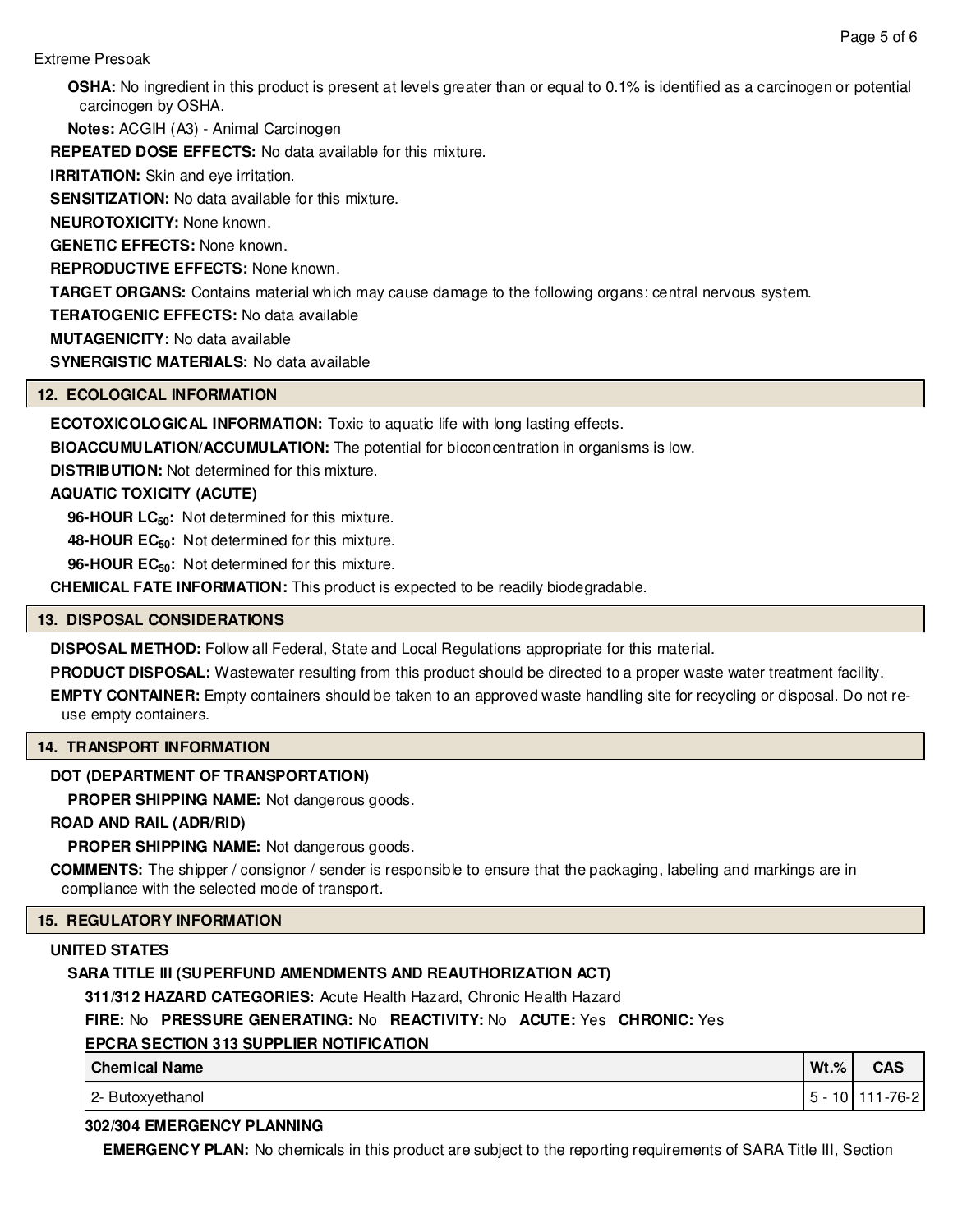**OSHA:** No ingredient in this product is present at levels greater than or equal to 0.1% is identified as a carcinogen or potential carcinogen by OSHA.

**Notes:** ACGIH (A3) - Animal Carcinogen

**REPEATED DOSE EFFECTS:** No data available for this mixture.

**IRRITATION:** Skin and eye irritation.

**SENSITIZATION:** No data available for this mixture.

**NEUROTOXICITY:** None known.

**GENETIC EFFECTS:** None known.

**REPRODUCTIVE EFFECTS:** None known.

**TARGET ORGANS:** Contains material which may cause damage to the following organs: central nervous system.

**TERATOGENIC EFFECTS:** No data available

**MUTAGENICITY:** No data available

**SYNERGISTIC MATERIALS:** No data available

## 12. ECOLOGICAL INFORMATION

**ECOTOXICOLOGICAL INFORMATION:** Toxic to aquatic life with long lasting effects.

**BIOACCUMULATION/ACCUMULATION:** The potential for bioconcentration in organisms is low.

**DISTRIBUTION:** Not determined for this mixture.

**AQUATIC TOXICITY (ACUTE)**

**96-HOUR $LC_{50}$:** Not determined for this mixture.

**48-HOUR $EC_{50}$:** Not determined for this mixture.

**96-HOUR $EC_{50}$:** Not determined for this mixture.

**CHEMICAL FATE INFORMATION:** This product is expected to be readily biodegradable.

## 13. DISPOSAL CONSIDERATIONS

**DISPOSAL METHOD:** Follow all Federal, State and Local Regulations appropriate for this material.

**PRODUCT DISPOSAL:** Wastewater resulting from this product should be directed to a proper waste water treatment facility.

**EMPTY CONTAINER:** Empty containers should be taken to an approved waste handling site for recycling or disposal. Do not re-use empty containers.

## 14. TRANSPORT INFORMATION

**DOT (DEPARTMENT OF TRANSPORTATION)**

**PROPER SHIPPING NAME:** Not dangerous goods.

**ROAD AND RAIL (ADR/RID)**

**PROPER SHIPPING NAME:** Not dangerous goods.

**COMMENTS:** The shipper / consignor / sender is responsible to ensure that the packaging, labeling and markings are in compliance with the selected mode of transport.

## 15. REGULATORY INFORMATION

**UNITED STATES**

**SARA TITLE III (SUPERFUND AMENDMENTS AND REAUTHORIZATION ACT)**

**311/312 HAZARD CATEGORIES:** Acute Health Hazard, Chronic Health Hazard

**FIRE:** No **PRESSURE GENERATING:** No **REACTIVITY:** No **ACUTE:** Yes **CHRONIC:** Yes

**EPCRA SECTION 313 SUPPLIER NOTIFICATION**

| Chemical Name | Wt.% | CAS |
|---|---|---|
| 2- Butoxyethanol | 5 - 10 | 111-76-2 |

**302/304 EMERGENCY PLANNING**

**EMERGENCY PLAN:** No chemicals in this product are subject to the reporting requirements of SARA Title III, Section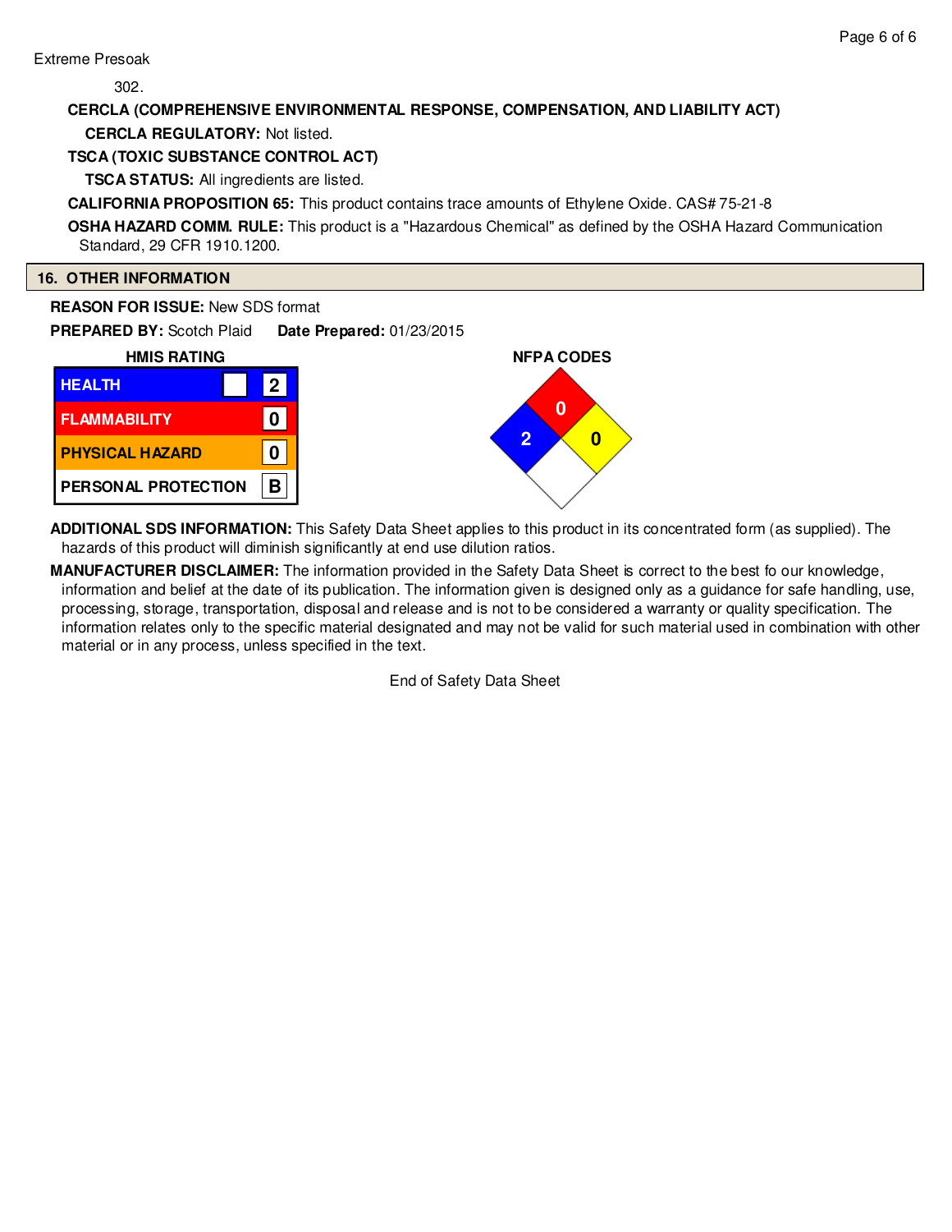302.

**CERCLA (COMPREHENSIVE ENVIRONMENTAL RESPONSE, COMPENSATION, AND LIABILITY ACT)**

**CERCLA REGULATORY:** Not listed.

**TSCA (TOXIC SUBSTANCE CONTROL ACT)**

**TSCA STATUS:** All ingredients are listed.

**CALIFORNIA PROPOSITION 65:** This product contains trace amounts of Ethylene Oxide. CAS# 75-21-8

**OSHA HAZARD COMM. RULE:** This product is a "Hazardous Chemical" as defined by the OSHA Hazard Communication Standard, 29 CFR 1910.1200.

## 16. OTHER INFORMATION

**REASON FOR ISSUE:** New SDS format

**PREPARED BY:** Scotch Plaid **Date Prepared:** 01/23/2015

**HMIS RATING**

| | |
|---|---|
| HEALTH | 2 |
| FLAMMABILITY | 0 |
| PHYSICAL HAZARD | 0 |
| PERSONAL PROTECTION | B |

**NFPA CODES**

0

2

0

**ADDITIONAL SDS INFORMATION:** This Safety Data Sheet applies to this product in its concentrated form (as supplied). The hazards of this product will diminish significantly at end use dilution ratios.

**MANUFACTURER DISCLAIMER:** The information provided in the Safety Data Sheet is correct to the best fo our knowledge, information and belief at the date of its publication. The information given is designed only as a guidance for safe handling, use, processing, storage, transportation, disposal and release and is not to be considered a warranty or quality specification. The information relates only to the specific material designated and may not be valid for such material used in combination with other material or in any process, unless specified in the text.

End of Safety Data Sheet